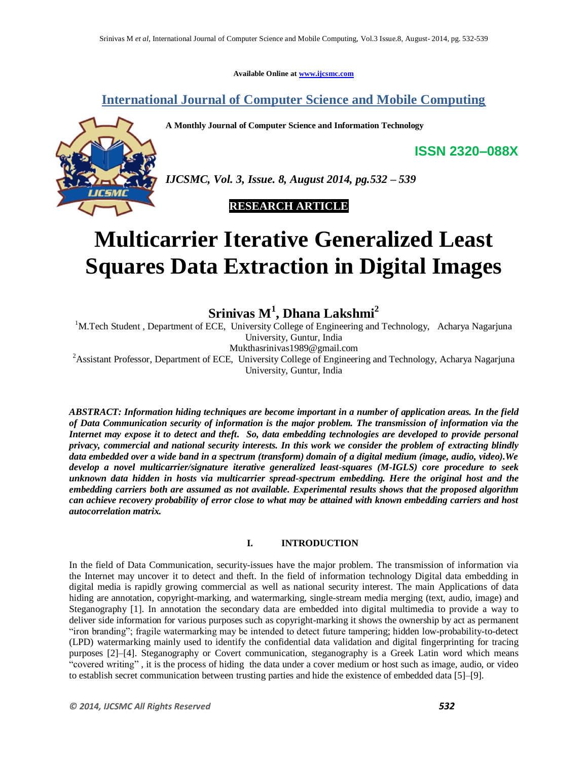Available Online at www.ijcsmc.com

**International Journal of Computer Science and Mobile Computing**

**A Monthly Journal of Computer Science and Information Technology**

**ISSN 2320–088X**

***IJCSMC, Vol. 3, Issue. 8, August 2014, pg.532 – 539***

**RESEARCH ARTICLE**

# Multicarrier Iterative Generalized Least Squares Data Extraction in Digital Images

**Srinivas M[1], Dhana Lakshmi[2]**

[1]M.Tech Student , Department of ECE, University College of Engineering and Technology, Acharya Nagarjuna University, Guntur, India
Mukthasrinivas1989@gmail.com
[2]Assistant Professor, Department of ECE, University College of Engineering and Technology, Acharya Nagarjuna University, Guntur, India

***ABSTRACT: Information hiding techniques are become important in a number of application areas. In the field of Data Communication security of information is the major problem. The transmission of information via the Internet may expose it to detect and theft. So, data embedding technologies are developed to provide personal privacy, commercial and national security interests. In this work we consider the problem of extracting blindly data embedded over a wide band in a spectrum (transform) domain of a digital medium (image, audio, video).We develop a novel multicarrier/signature iterative generalized least-squares (M-IGLS) core procedure to seek unknown data hidden in hosts via multicarrier spread-spectrum embedding. Here the original host and the embedding carriers both are assumed as not available. Experimental results shows that the proposed algorithm can achieve recovery probability of error close to what may be attained with known embedding carriers and host autocorrelation matrix.***

## I. INTRODUCTION

In the field of Data Communication, security-issues have the major problem. The transmission of information via the Internet may uncover it to detect and theft. In the field of information technology Digital data embedding in digital media is rapidly growing commercial as well as national security interest. The main Applications of data hiding are annotation, copyright-marking, and watermarking, single-stream media merging (text, audio, image) and Steganography [1]. In annotation the secondary data are embedded into digital multimedia to provide a way to deliver side information for various purposes such as copyright-marking it shows the ownership by act as permanent "iron branding"; fragile watermarking may be intended to detect future tampering; hidden low-probability-to-detect (LPD) watermarking mainly used to identify the confidential data validation and digital fingerprinting for tracing purposes [2]–[4]. Steganography or Covert communication, steganography is a Greek Latin word which means "covered writing" , it is the process of hiding the data under a cover medium or host such as image, audio, or video to establish secret communication between trusting parties and hide the existence of embedded data [5]–[9].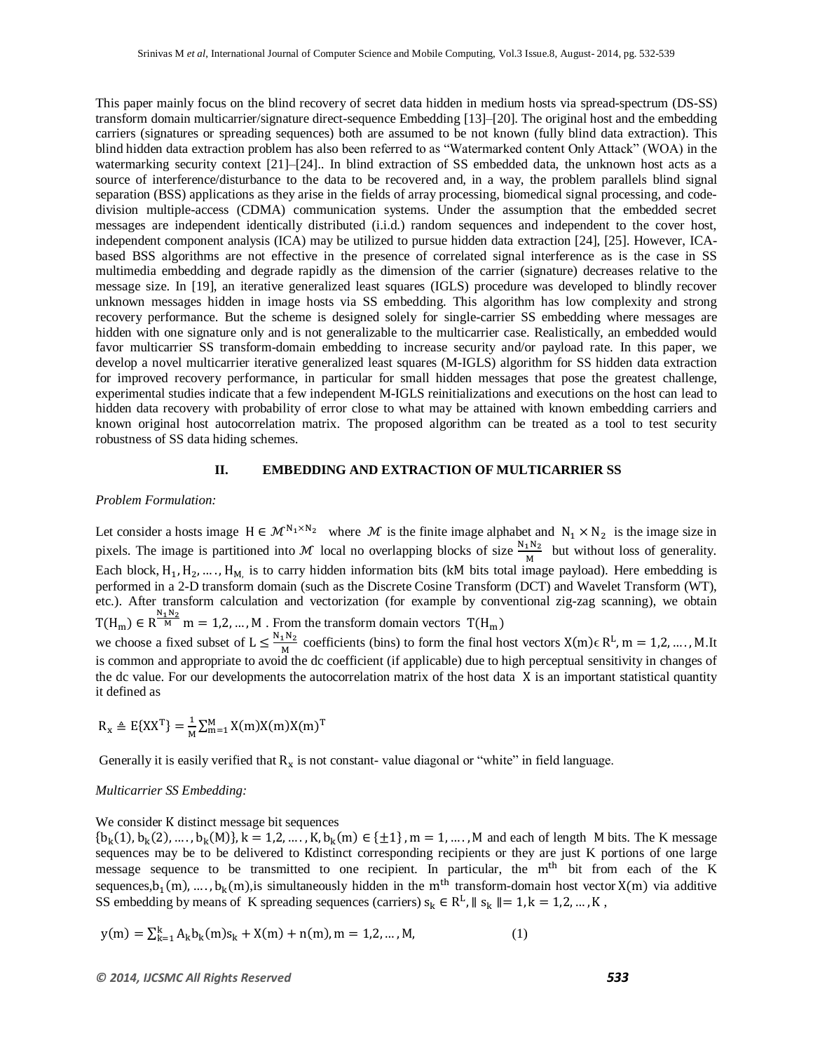This paper mainly focus on the blind recovery of secret data hidden in medium hosts via spread-spectrum (DS-SS) transform domain multicarrier/signature direct-sequence Embedding [13]–[20]. The original host and the embedding carriers (signatures or spreading sequences) both are assumed to be not known (fully blind data extraction). This blind hidden data extraction problem has also been referred to as "Watermarked content Only Attack" (WOA) in the watermarking security context [21]–[24].. In blind extraction of SS embedded data, the unknown host acts as a source of interference/disturbance to the data to be recovered and, in a way, the problem parallels blind signal separation (BSS) applications as they arise in the fields of array processing, biomedical signal processing, and code-division multiple-access (CDMA) communication systems. Under the assumption that the embedded secret messages are independent identically distributed (i.i.d.) random sequences and independent to the cover host, independent component analysis (ICA) may be utilized to pursue hidden data extraction [24], [25]. However, ICA-based BSS algorithms are not effective in the presence of correlated signal interference as is the case in SS multimedia embedding and degrade rapidly as the dimension of the carrier (signature) decreases relative to the message size. In [19], an iterative generalized least squares (IGLS) procedure was developed to blindly recover unknown messages hidden in image hosts via SS embedding. This algorithm has low complexity and strong recovery performance. But the scheme is designed solely for single-carrier SS embedding where messages are hidden with one signature only and is not generalizable to the multicarrier case. Realistically, an embedded would favor multicarrier SS transform-domain embedding to increase security and/or payload rate. In this paper, we develop a novel multicarrier iterative generalized least squares (M-IGLS) algorithm for SS hidden data extraction for improved recovery performance, in particular for small hidden messages that pose the greatest challenge, experimental studies indicate that a few independent M-IGLS reinitializations and executions on the host can lead to hidden data recovery with probability of error close to what may be attained with known embedding carriers and known original host autocorrelation matrix. The proposed algorithm can be treated as a tool to test security robustness of SS data hiding schemes.

## II. EMBEDDING AND EXTRACTION OF MULTICARRIER SS

*Problem Formulation:*

Let consider a hosts image $H \in \mathcal{M}^{N_1 \times N_2}$ where $\mathcal{M}$ is the finite image alphabet and $N_1 \times N_2$ is the image size in pixels. The image is partitioned into $\mathcal{M}$ local no overlapping blocks of size $\frac{N_1 N_2}{M}$ but without loss of generality. Each block, $H_1, H_2, \ldots, H_M$ is to carry hidden information bits (kM bits total image payload). Here embedding is performed in a 2-D transform domain (such as the Discrete Cosine Transform (DCT) and Wavelet Transform (WT), etc.). After transform calculation and vectorization (for example by conventional zig-zag scanning), we obtain $T(H_m) \in R^{\frac{N_1 N_2}{M}}$ $m = 1,2, \ldots, M$ . From the transform domain vectors $T(H_m)$
we choose a fixed subset of $L \leq \frac{N_1 N_2}{M}$ coefficients (bins) to form the final host vectors $X(m) \epsilon R^L, m = 1,2, \ldots, M$.It is common and appropriate to avoid the dc coefficient (if applicable) due to high perceptual sensitivity in changes of the dc value. For our developments the autocorrelation matrix of the host data $X$ is an important statistical quantity it defined as

$$R_x \triangleq E\{XX^T\} = \frac{1}{M}\sum_{m=1}^{M} X(m)X(m)X(m)^T$$

Generally it is easily verified that $R_x$ is not constant- value diagonal or "white" in field language.

*Multicarrier SS Embedding:*

We consider K distinct message bit sequences
$\{b_k(1), b_k(2), \ldots, b_k(M)\}, k = 1,2, \ldots, K, b_k(m) \in \{\pm 1\}, m = 1, \ldots, M$ and each of length M bits. The K message sequences may be to be delivered to Kdistinct corresponding recipients or they are just K portions of one large message sequence to be transmitted to one recipient. In particular, the $m^{th}$ bit from each of the K sequences,$b_1(m), \ldots, b_k(m)$,is simultaneously hidden in the $m^{th}$ transform-domain host vector $X(m)$ via additive SS embedding by means of K spreading sequences (carriers) $s_k \in R^L, \| s_k \| = 1, k = 1,2, \ldots, K$ ,

$$y(m) = \sum_{k=1}^{k} A_k b_k(m) s_k + X(m) + n(m), m = 1,2, \ldots, M, \qquad (1)$$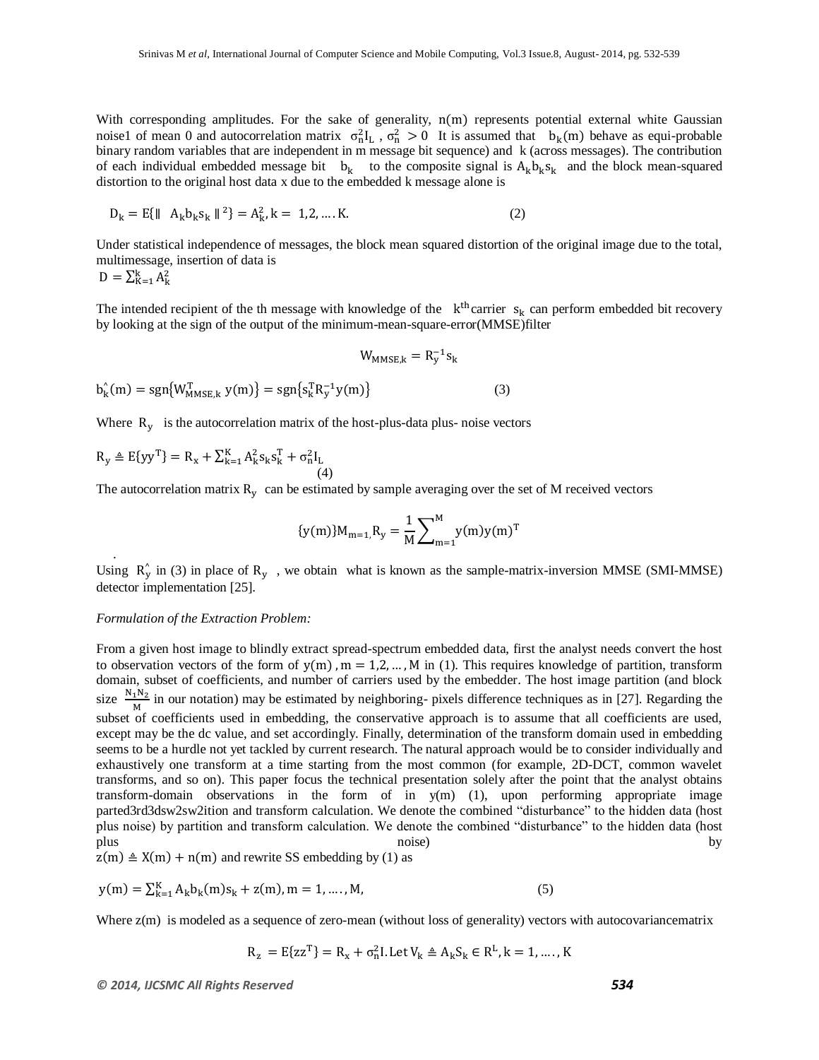With corresponding amplitudes. For the sake of generality, n(m) represents potential external white Gaussian noise1 of mean 0 and autocorrelation matrix $\sigma_n^2 I_L$ , $\sigma_n^2 > 0$ It is assumed that $b_k(m)$ behave as equi-probable binary random variables that are independent in m message bit sequence) and k (across messages). The contribution of each individual embedded message bit $b_k$ to the composite signal is $A_k b_k s_k$ and the block mean-squared distortion to the original host data x due to the embedded k message alone is

$$D_k = E\{\| \; A_k b_k s_k \; \|^2\} = A_k^2, k = 1,2, \dots . K. \tag{2}$$

Under statistical independence of messages, the block mean squared distortion of the original image due to the total, multimessage, insertion of data is

$D = \sum_{K=1}^{k} A_k^2$

The intended recipient of the th message with knowledge of the $k^{th}$ carrier $s_k$ can perform embedded bit recovery by looking at the sign of the output of the minimum-mean-square-error(MMSE)filter

$$W_{MMSE,k} = R_y^{-1} s_k$$

$$b_k^{\wedge}(m) = \text{sgn}\{W_{MMSE,k}^T \, y(m)\} = \text{sgn}\{s_k^T R_y^{-1} y(m)\} \tag{3}$$

Where $R_y$ is the autocorrelation matrix of the host-plus-data plus- noise vectors

$$R_y \triangleq E\{yy^T\} = R_x + \sum_{k=1}^{K} A_k^2 s_k s_k^T + \sigma_n^2 I_L \tag{4}$$

The autocorrelation matrix $R_y$ can be estimated by sample averaging over the set of M received vectors

$$\{y(m)\}M_{m=1,} R_y = \frac{1}{M} \sum_{m=1}^{M} y(m) y(m)^T$$

.

Using $R_y^{\wedge}$ in (3) in place of $R_y$ , we obtain what is known as the sample-matrix-inversion MMSE (SMI-MMSE) detector implementation [25].

*Formulation of the Extraction Problem:*

From a given host image to blindly extract spread-spectrum embedded data, first the analyst needs convert the host to observation vectors of the form of $y(m)$ , $m = 1,2, \dots , M$ in (1). This requires knowledge of partition, transform domain, subset of coefficients, and number of carriers used by the embedder. The host image partition (and block size $\frac{N_1 N_2}{M}$ in our notation) may be estimated by neighboring- pixels difference techniques as in [27]. Regarding the subset of coefficients used in embedding, the conservative approach is to assume that all coefficients are used, except may be the dc value, and set accordingly. Finally, determination of the transform domain used in embedding seems to be a hurdle not yet tackled by current research. The natural approach would be to consider individually and exhaustively one transform at a time starting from the most common (for example, 2D-DCT, common wavelet transforms, and so on). This paper focus the technical presentation solely after the point that the analyst obtains transform-domain observations in the form of in y(m) (1), upon performing appropriate image parted3rd3dsw2sw2ition and transform calculation. We denote the combined "disturbance" to the hidden data (host plus noise) by partition and transform calculation. We denote the combined "disturbance" to the hidden data (host plus noise) by $z(m) \triangleq X(m) + n(m)$ and rewrite SS embedding by (1) as

$$y(m) = \sum_{k=1}^{K} A_k b_k(m) s_k + z(m), m = 1, \dots ., M, \tag{5}$$

Where z(m) is modeled as a sequence of zero-mean (without loss of generality) vectors with autocovariancematrix

$$R_z = E\{zz^T\} = R_x + \sigma_n^2 I. \text{Let } V_k \triangleq A_k S_k \in R^L, k = 1, \dots ., K$$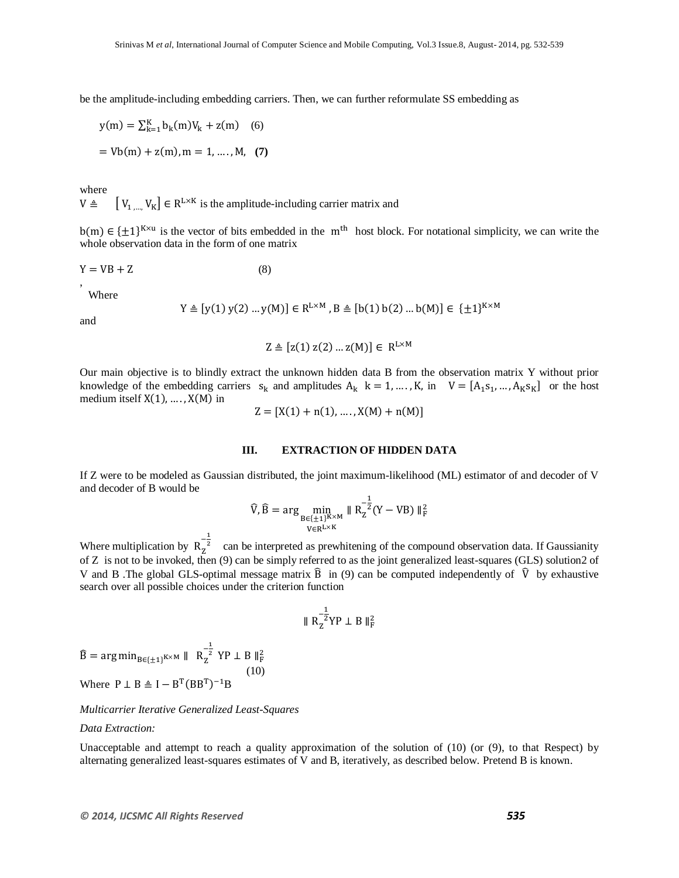be the amplitude-including embedding carriers. Then, we can further reformulate SS embedding as

$$y(m) = \sum_{k=1}^{K} b_k(m)V_k + z(m) \quad (6)$$

$$= Vb(m) + z(m), m = 1, \ldots, M, \quad \textbf{(7)}$$

where
$V \triangleq \left[V_{1,\ldots,} V_K\right] \in R^{L\times K}$ is the amplitude-including carrier matrix and

$b(m) \in \{\pm 1\}^{K\times u}$ is the vector of bits embedded in the $m^{th}$ host block. For notational simplicity, we can write the whole observation data in the form of one matrix

$$Y = VB + Z \quad (8)$$

,
Where

$$Y \triangleq [y(1)\, y(2) \ldots y(M)] \in R^{L\times M},\ B \triangleq [b(1)\, b(2) \ldots b(M)] \in \{\pm 1\}^{K\times M}$$

and

$$Z \triangleq [z(1)\, z(2) \ldots z(M)] \in R^{L\times M}$$

Our main objective is to blindly extract the unknown hidden data B from the observation matrix Y without prior knowledge of the embedding carriers $s_k$ and amplitudes $A_k$ $k = 1, \ldots, K$, in $V = [A_1 s_1, \ldots, A_K s_K]$ or the host medium itself $X(1), \ldots, X(M)$ in

$$Z = [X(1) + n(1), \ldots, X(M) + n(M)]$$

## III. EXTRACTION OF HIDDEN DATA

If Z were to be modeled as Gaussian distributed, the joint maximum-likelihood (ML) estimator of and decoder of V and decoder of B would be

$$\hat{V}, \hat{B} = \arg \min_{\substack{B\in\{\pm 1\}^{K\times M} \\ V\in R^{L\times K}}} \| R_Z^{-\frac{1}{2}}(Y - VB) \|_F^2$$

Where multiplication by $R_Z^{-\frac{1}{2}}$ can be interpreted as prewhitening of the compound observation data. If Gaussianity of Z is not to be invoked, then (9) can be simply referred to as the joint generalized least-squares (GLS) solution2 of V and B .The global GLS-optimal message matrix $\hat{B}$ in (9) can be computed independently of $\hat{V}$ by exhaustive search over all possible choices under the criterion function

$$\| R_Z^{-\frac{1}{2}} Y P \perp B \|_F^2$$

$$\hat{B} = \arg\min_{B\in\{\pm 1\}^{K\times M}} \| R_Z^{-\frac{1}{2}}\, Y P \perp B \|_F^2 \quad (10)$$

Where $P \perp B \triangleq I - B^T (BB^T)^{-1} B$

*Multicarrier Iterative Generalized Least-Squares*

*Data Extraction:*

Unacceptable and attempt to reach a quality approximation of the solution of (10) (or (9), to that Respect) by alternating generalized least-squares estimates of V and B, iteratively, as described below. Pretend B is known.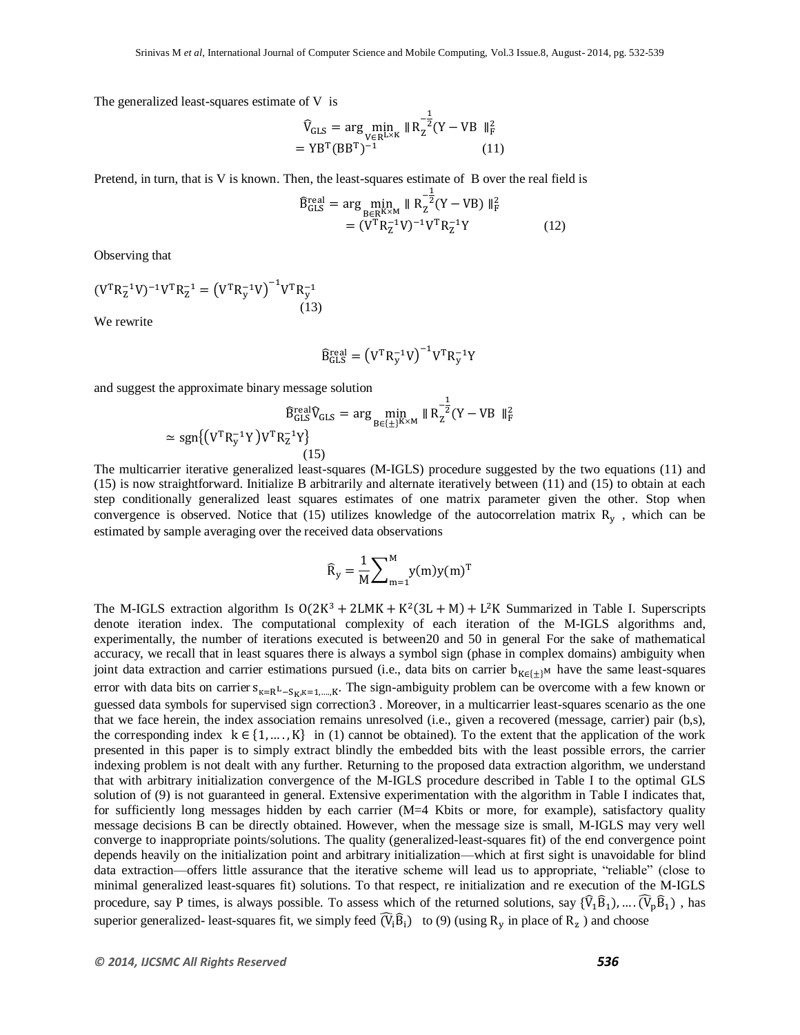The generalized least-squares estimate of V is

$$\widehat{V}_{GLS} = \arg \min_{V \in R^{L \times K}} \| R_Z^{-\frac{1}{2}}(Y - VB \ \|_F^2$$
$$= YB^T(BB^T)^{-1} \qquad (11)$$

Pretend, in turn, that is V is known. Then, the least-squares estimate of B over the real field is

$$\widehat{B}_{GLS}^{real} = \arg \min_{B \in R^{K \times M}} \| R_Z^{-\frac{1}{2}}(Y - VB) \|_F^2$$
$$= (V^T R_Z^{-1} V)^{-1} V^T R_Z^{-1} Y \qquad (12)$$

Observing that

$$(V^T R_Z^{-1} V)^{-1} V^T R_Z^{-1} = \left(V^T R_y^{-1} V\right)^{-1} V^T R_y^{-1} \qquad (13)$$

We rewrite

$$\widehat{B}_{GLS}^{real} = \left(V^T R_y^{-1} V\right)^{-1} V^T R_y^{-1} Y$$

and suggest the approximate binary message solution

$$\widehat{B}_{GLS}^{real}\widehat{V}_{GLS} = \arg \min_{B \in \{\pm\}^{K \times M}} \| R_Z^{-\frac{1}{2}}(Y - VB \ \|_F^2$$
$$\simeq \text{sgn}\{\left(V^T R_y^{-1} Y\right) V^T R_Z^{-1} Y\} \qquad (15)$$

The multicarrier iterative generalized least-squares (M-IGLS) procedure suggested by the two equations (11) and (15) is now straightforward. Initialize B arbitrarily and alternate iteratively between (11) and (15) to obtain at each step conditionally generalized least squares estimates of one matrix parameter given the other. Stop when convergence is observed. Notice that (15) utilizes knowledge of the autocorrelation matrix $R_y$ , which can be estimated by sample averaging over the received data observations

$$\widehat{R}_y = \frac{1}{M}\sum_{m=1}^{M} y(m)y(m)^T$$

The M-IGLS extraction algorithm Is $O(2K^3 + 2LMK + K^2(3L + M) + L^2K$ Summarized in Table I. Superscripts denote iteration index. The computational complexity of each iteration of the M-IGLS algorithms and, experimentally, the number of iterations executed is between20 and 50 in general For the sake of mathematical accuracy, we recall that in least squares there is always a symbol sign (phase in complex domains) ambiguity when joint data extraction and carrier estimations pursued (i.e., data bits on carrier $b_{K \in \{\pm\}^M}$ have the same least-squares error with data bits on carrier $s_{\kappa = R^L - S_K, \kappa = 1, \ldots, K}$. The sign-ambiguity problem can be overcome with a few known or guessed data symbols for supervised sign correction3 . Moreover, in a multicarrier least-squares scenario as the one that we face herein, the index association remains unresolved (i.e., given a recovered (message, carrier) pair (b,s), the corresponding index $k \in \{1, \ldots, K\}$ in (1) cannot be obtained). To the extent that the application of the work presented in this paper is to simply extract blindly the embedded bits with the least possible errors, the carrier indexing problem is not dealt with any further. Returning to the proposed data extraction algorithm, we understand that with arbitrary initialization convergence of the M-IGLS procedure described in Table I to the optimal GLS solution of (9) is not guaranteed in general. Extensive experimentation with the algorithm in Table I indicates that, for sufficiently long messages hidden by each carrier (M=4 Kbits or more, for example), satisfactory quality message decisions B can be directly obtained. However, when the message size is small, M-IGLS may very well converge to inappropriate points/solutions. The quality (generalized-least-squares fit) of the end convergence point depends heavily on the initialization point and arbitrary initialization—which at first sight is unavoidable for blind data extraction—offers little assurance that the iterative scheme will lead us to appropriate, "reliable" (close to minimal generalized least-squares fit) solutions. To that respect, re initialization and re execution of the M-IGLS procedure, say P times, is always possible. To assess which of the returned solutions, say $\{\widehat{V}_1\widehat{B}_1), \ldots . (\widehat{V}_p\widehat{B}_1)$ , has superior generalized- least-squares fit, we simply feed $\widehat{(V_i B_i)}$ to (9) (using $R_y$ in place of $R_z$ ) and choose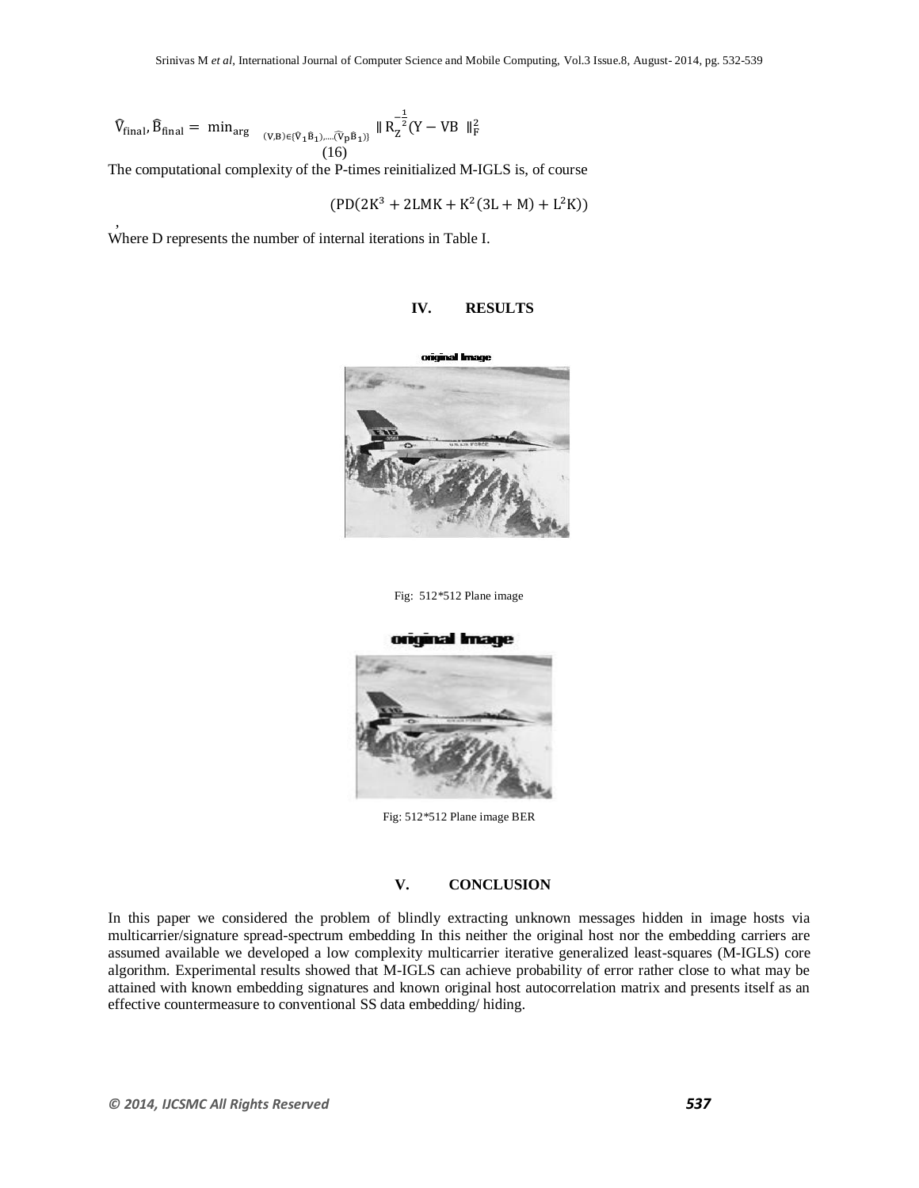$$\hat{V}_{\text{final}}, \hat{B}_{\text{final}} = \min_{\arg} \ _{(V,B)\in\{(\hat{V}_1\hat{B}_1),\ldots,(\hat{V}_P\hat{B}_1)\}} \| R_Z^{-\frac{1}{2}}(Y - VB \ \|_F^2 \tag{16}$$

The computational complexity of the P-times reinitialized M-IGLS is, of course

$$(PD(2K^3 + 2LMK + K^2(3L + M) + L^2K))$$

,

Where D represents the number of internal iterations in Table I.

## IV. RESULTS

original Image

Fig: 512*512 Plane image

original Image

Fig: 512*512 Plane image BER

## V. CONCLUSION

In this paper we considered the problem of blindly extracting unknown messages hidden in image hosts via multicarrier/signature spread-spectrum embedding In this neither the original host nor the embedding carriers are assumed available we developed a low complexity multicarrier iterative generalized least-squares (M-IGLS) core algorithm. Experimental results showed that M-IGLS can achieve probability of error rather close to what may be attained with known embedding signatures and known original host autocorrelation matrix and presents itself as an effective countermeasure to conventional SS data embedding/ hiding.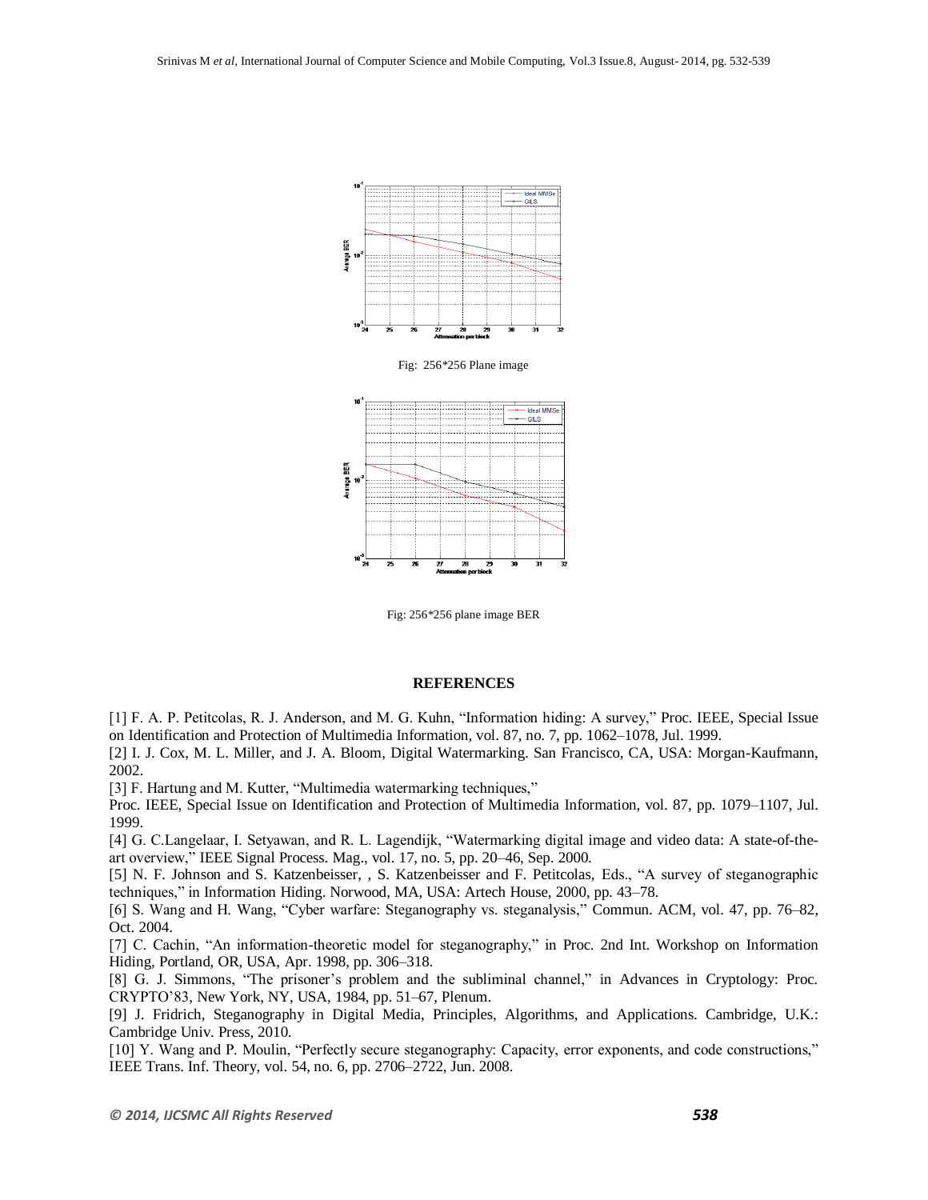Fig: 256*256 Plane image

Fig: 256*256 plane image BER

## REFERENCES

[1] F. A. P. Petitcolas, R. J. Anderson, and M. G. Kuhn, "Information hiding: A survey," Proc. IEEE, Special Issue on Identification and Protection of Multimedia Information, vol. 87, no. 7, pp. 1062–1078, Jul. 1999.

[2] I. J. Cox, M. L. Miller, and J. A. Bloom, Digital Watermarking. San Francisco, CA, USA: Morgan-Kaufmann, 2002.

[3] F. Hartung and M. Kutter, "Multimedia watermarking techniques," Proc. IEEE, Special Issue on Identification and Protection of Multimedia Information, vol. 87, pp. 1079–1107, Jul. 1999.

[4] G. C.Langelaar, I. Setyawan, and R. L. Lagendijk, "Watermarking digital image and video data: A state-of-the-art overview," IEEE Signal Process. Mag., vol. 17, no. 5, pp. 20–46, Sep. 2000.

[5] N. F. Johnson and S. Katzenbeisser, , S. Katzenbeisser and F. Petitcolas, Eds., "A survey of steganographic techniques," in Information Hiding. Norwood, MA, USA: Artech House, 2000, pp. 43–78.

[6] S. Wang and H. Wang, "Cyber warfare: Steganography vs. steganalysis," Commun. ACM, vol. 47, pp. 76–82, Oct. 2004.

[7] C. Cachin, "An information-theoretic model for steganography," in Proc. 2nd Int. Workshop on Information Hiding, Portland, OR, USA, Apr. 1998, pp. 306–318.

[8] G. J. Simmons, "The prisoner's problem and the subliminal channel," in Advances in Cryptology: Proc. CRYPTO'83, New York, NY, USA, 1984, pp. 51–67, Plenum.

[9] J. Fridrich, Steganography in Digital Media, Principles, Algorithms, and Applications. Cambridge, U.K.: Cambridge Univ. Press, 2010.

[10] Y. Wang and P. Moulin, "Perfectly secure steganography: Capacity, error exponents, and code constructions," IEEE Trans. Inf. Theory, vol. 54, no. 6, pp. 2706–2722, Jun. 2008.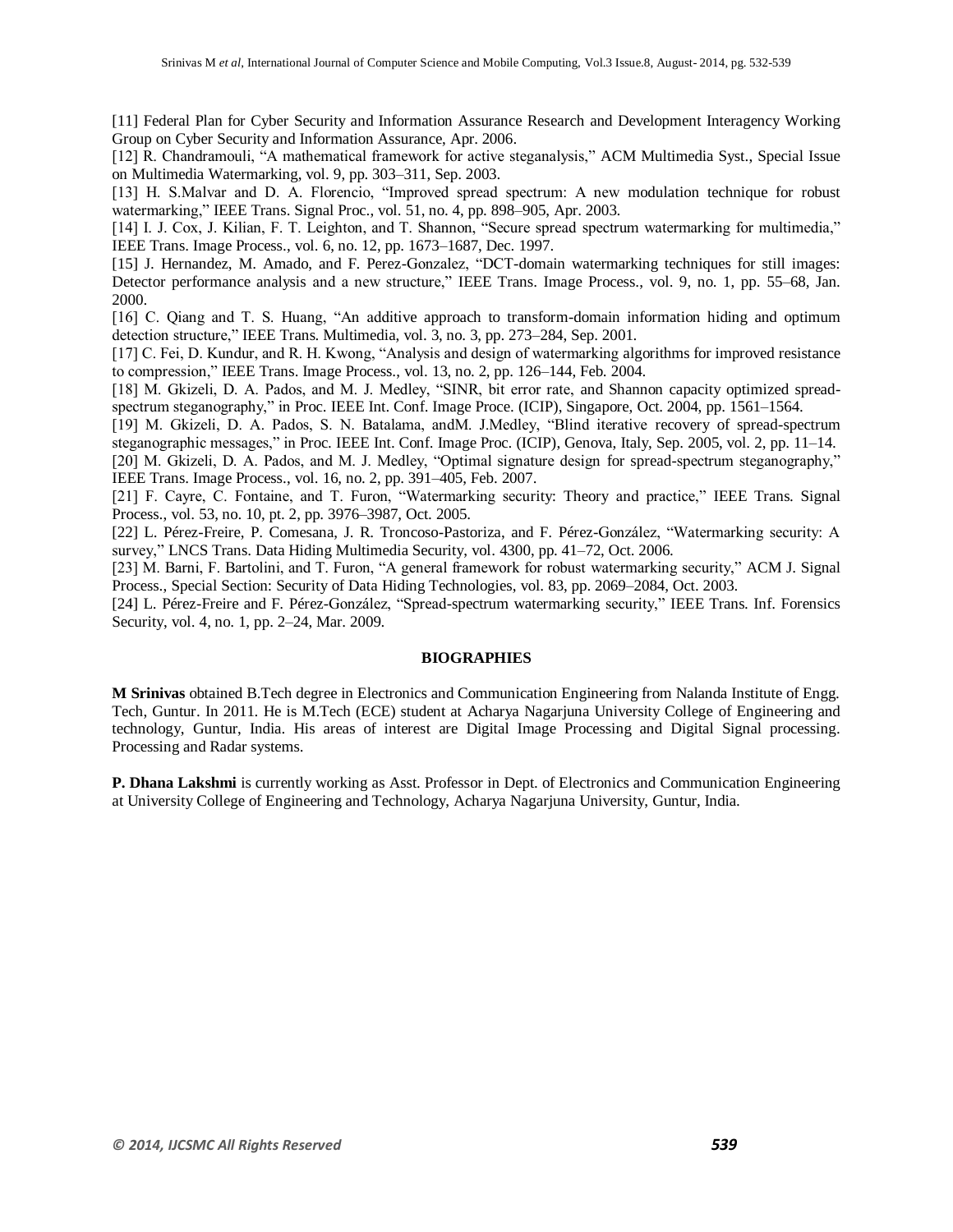[11] Federal Plan for Cyber Security and Information Assurance Research and Development Interagency Working Group on Cyber Security and Information Assurance, Apr. 2006.

[12] R. Chandramouli, "A mathematical framework for active steganalysis," ACM Multimedia Syst., Special Issue on Multimedia Watermarking, vol. 9, pp. 303–311, Sep. 2003.

[13] H. S.Malvar and D. A. Florencio, "Improved spread spectrum: A new modulation technique for robust watermarking," IEEE Trans. Signal Proc., vol. 51, no. 4, pp. 898–905, Apr. 2003.

[14] I. J. Cox, J. Kilian, F. T. Leighton, and T. Shannon, "Secure spread spectrum watermarking for multimedia," IEEE Trans. Image Process., vol. 6, no. 12, pp. 1673–1687, Dec. 1997.

[15] J. Hernandez, M. Amado, and F. Perez-Gonzalez, "DCT-domain watermarking techniques for still images: Detector performance analysis and a new structure," IEEE Trans. Image Process., vol. 9, no. 1, pp. 55–68, Jan. 2000.

[16] C. Qiang and T. S. Huang, "An additive approach to transform-domain information hiding and optimum detection structure," IEEE Trans. Multimedia, vol. 3, no. 3, pp. 273–284, Sep. 2001.

[17] C. Fei, D. Kundur, and R. H. Kwong, "Analysis and design of watermarking algorithms for improved resistance to compression," IEEE Trans. Image Process., vol. 13, no. 2, pp. 126–144, Feb. 2004.

[18] M. Gkizeli, D. A. Pados, and M. J. Medley, "SINR, bit error rate, and Shannon capacity optimized spread-spectrum steganography," in Proc. IEEE Int. Conf. Image Proce. (ICIP), Singapore, Oct. 2004, pp. 1561–1564.

[19] M. Gkizeli, D. A. Pados, S. N. Batalama, andM. J.Medley, "Blind iterative recovery of spread-spectrum steganographic messages," in Proc. IEEE Int. Conf. Image Proc. (ICIP), Genova, Italy, Sep. 2005, vol. 2, pp. 11–14.

[20] M. Gkizeli, D. A. Pados, and M. J. Medley, "Optimal signature design for spread-spectrum steganography," IEEE Trans. Image Process., vol. 16, no. 2, pp. 391–405, Feb. 2007.

[21] F. Cayre, C. Fontaine, and T. Furon, "Watermarking security: Theory and practice," IEEE Trans. Signal Process., vol. 53, no. 10, pt. 2, pp. 3976–3987, Oct. 2005.

[22] L. Pérez-Freire, P. Comesana, J. R. Troncoso-Pastoriza, and F. Pérez-González, "Watermarking security: A survey," LNCS Trans. Data Hiding Multimedia Security, vol. 4300, pp. 41–72, Oct. 2006.

[23] M. Barni, F. Bartolini, and T. Furon, "A general framework for robust watermarking security," ACM J. Signal Process., Special Section: Security of Data Hiding Technologies, vol. 83, pp. 2069–2084, Oct. 2003.

[24] L. Pérez-Freire and F. Pérez-González, "Spread-spectrum watermarking security," IEEE Trans. Inf. Forensics Security, vol. 4, no. 1, pp. 2–24, Mar. 2009.

## BIOGRAPHIES

**M Srinivas** obtained B.Tech degree in Electronics and Communication Engineering from Nalanda Institute of Engg. Tech, Guntur. In 2011. He is M.Tech (ECE) student at Acharya Nagarjuna University College of Engineering and technology, Guntur, India. His areas of interest are Digital Image Processing and Digital Signal processing. Processing and Radar systems.

**P. Dhana Lakshmi** is currently working as Asst. Professor in Dept. of Electronics and Communication Engineering at University College of Engineering and Technology, Acharya Nagarjuna University, Guntur, India.